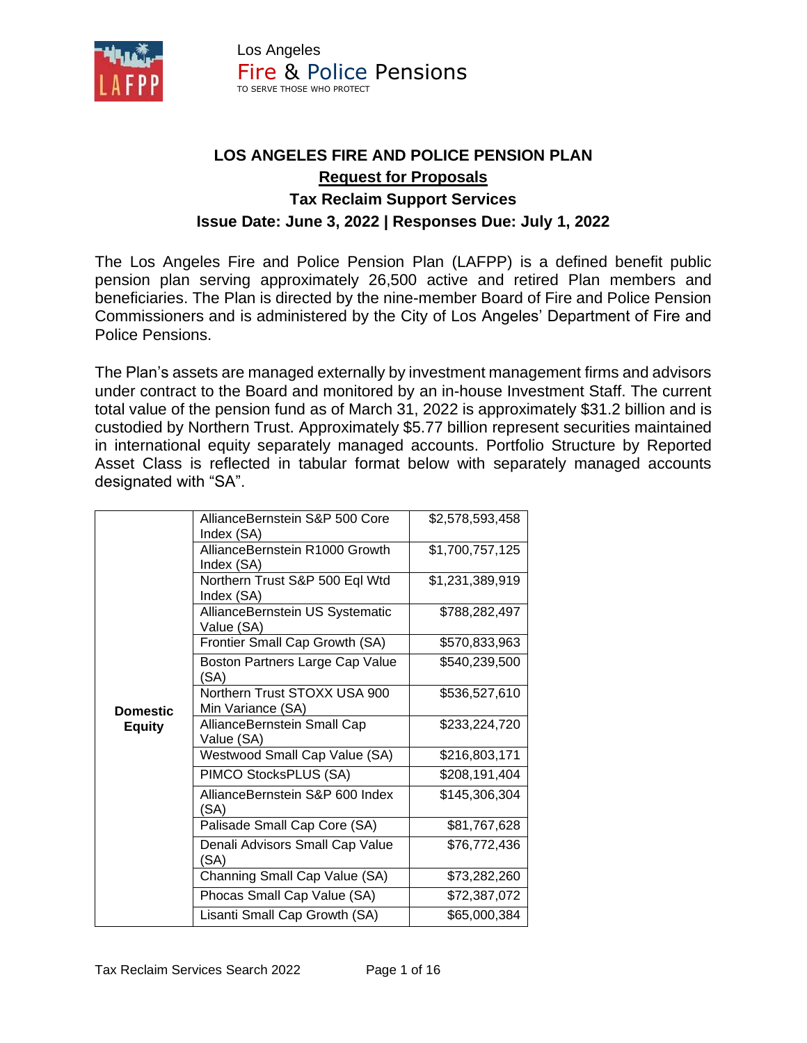Los Angeles
Fire & Police Pensions
TO SERVE THOSE WHO PROTECT

**LOS ANGELES FIRE AND POLICE PENSION PLAN**

**Request for Proposals**

**Tax Reclaim Support Services**

**Issue Date: June 3, 2022 | Responses Due: July 1, 2022**

The Los Angeles Fire and Police Pension Plan (LAFPP) is a defined benefit public pension plan serving approximately 26,500 active and retired Plan members and beneficiaries. The Plan is directed by the nine-member Board of Fire and Police Pension Commissioners and is administered by the City of Los Angeles' Department of Fire and Police Pensions.

The Plan's assets are managed externally by investment management firms and advisors under contract to the Board and monitored by an in-house Investment Staff. The current total value of the pension fund as of March 31, 2022 is approximately $31.2 billion and is custodied by Northern Trust. Approximately $5.77 billion represent securities maintained in international equity separately managed accounts. Portfolio Structure by Reported Asset Class is reflected in tabular format below with separately managed accounts designated with "SA".

| | | |
|---|---|---|
| **Domestic Equity** | AllianceBernstein S&P 500 Core Index (SA) | $2,578,593,458 |
| | AllianceBernstein R1000 Growth Index (SA) | $1,700,757,125 |
| | Northern Trust S&P 500 Eql Wtd Index (SA) | $1,231,389,919 |
| | AllianceBernstein US Systematic Value (SA) | $788,282,497 |
| | Frontier Small Cap Growth (SA) | $570,833,963 |
| | Boston Partners Large Cap Value (SA) | $540,239,500 |
| | Northern Trust STOXX USA 900 Min Variance (SA) | $536,527,610 |
| | AllianceBernstein Small Cap Value (SA) | $233,224,720 |
| | Westwood Small Cap Value (SA) | $216,803,171 |
| | PIMCO StocksPLUS (SA) | $208,191,404 |
| | AllianceBernstein S&P 600 Index (SA) | $145,306,304 |
| | Palisade Small Cap Core (SA) | $81,767,628 |
| | Denali Advisors Small Cap Value (SA) | $76,772,436 |
| | Channing Small Cap Value (SA) | $73,282,260 |
| | Phocas Small Cap Value (SA) | $72,387,072 |
| | Lisanti Small Cap Growth (SA) | $65,000,384 |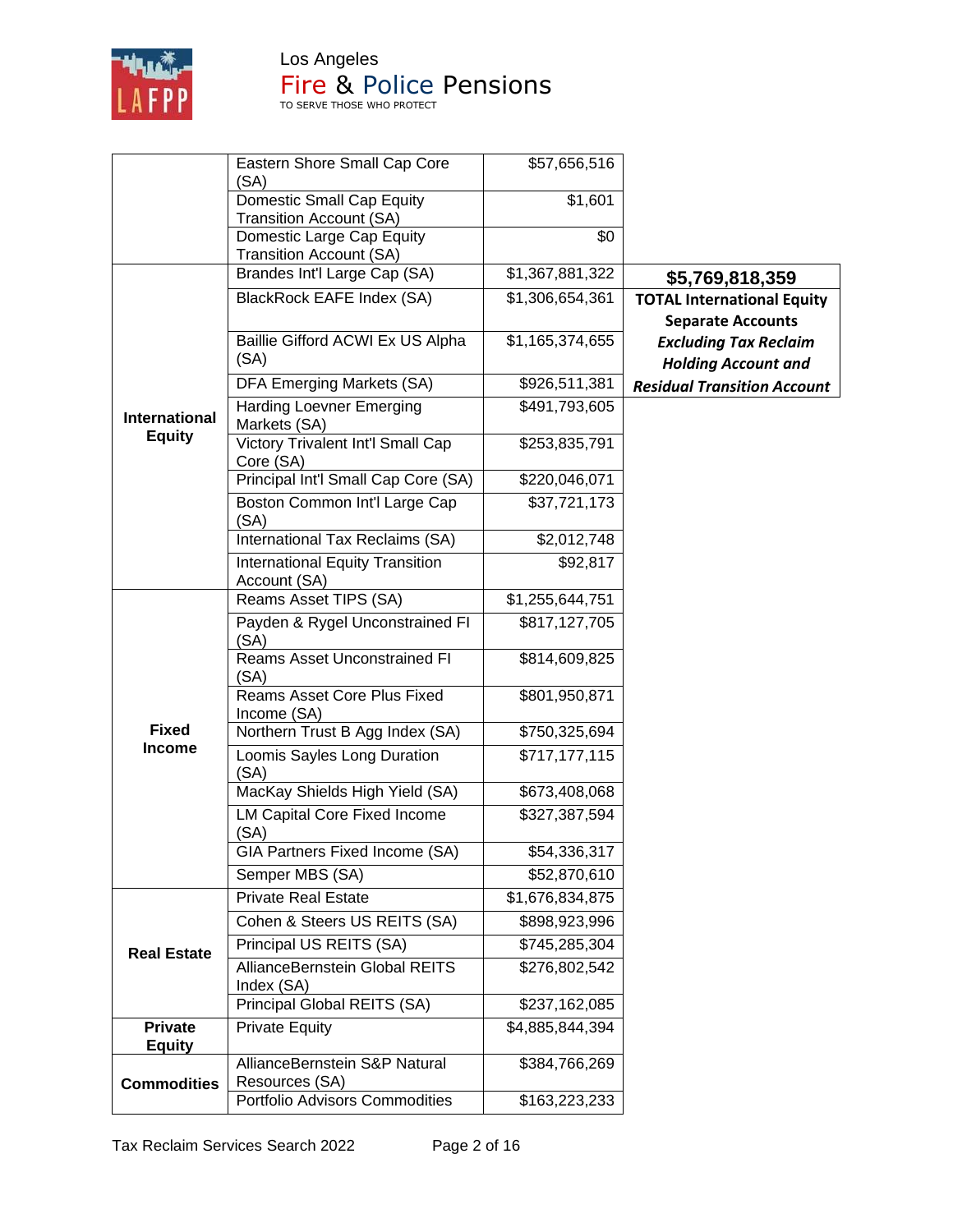| | | | |
|---|---|---|---|
| | Eastern Shore Small Cap Core (SA) | $57,656,516 | |
| | Domestic Small Cap Equity Transition Account (SA) | $1,601 | |
| | Domestic Large Cap Equity Transition Account (SA) | $0 | |
| **International Equity** | Brandes Int'l Large Cap (SA) | $1,367,881,322 | **$5,769,818,359** |
| | BlackRock EAFE Index (SA) | $1,306,654,361 | **TOTAL International Equity Separate Accounts** ***Excluding Tax Reclaim Holding Account and Residual Transition Account*** |
| | Baillie Gifford ACWI Ex US Alpha (SA) | $1,165,374,655 | |
| | DFA Emerging Markets (SA) | $926,511,381 | |
| | Harding Loevner Emerging Markets (SA) | $491,793,605 | |
| | Victory Trivalent Int'l Small Cap Core (SA) | $253,835,791 | |
| | Principal Int'l Small Cap Core (SA) | $220,046,071 | |
| | Boston Common Int'l Large Cap (SA) | $37,721,173 | |
| | International Tax Reclaims (SA) | $2,012,748 | |
| | International Equity Transition Account (SA) | $92,817 | |
| **Fixed Income** | Reams Asset TIPS (SA) | $1,255,644,751 | |
| | Payden & Rygel Unconstrained FI (SA) | $817,127,705 | |
| | Reams Asset Unconstrained FI (SA) | $814,609,825 | |
| | Reams Asset Core Plus Fixed Income (SA) | $801,950,871 | |
| | Northern Trust B Agg Index (SA) | $750,325,694 | |
| | Loomis Sayles Long Duration (SA) | $717,177,115 | |
| | MacKay Shields High Yield (SA) | $673,408,068 | |
| | LM Capital Core Fixed Income (SA) | $327,387,594 | |
| | GIA Partners Fixed Income (SA) | $54,336,317 | |
| | Semper MBS (SA) | $52,870,610 | |
| **Real Estate** | Private Real Estate | $1,676,834,875 | |
| | Cohen & Steers US REITS (SA) | $898,923,996 | |
| | Principal US REITS (SA) | $745,285,304 | |
| | AllianceBernstein Global REITS Index (SA) | $276,802,542 | |
| | Principal Global REITS (SA) | $237,162,085 | |
| **Private Equity** | Private Equity | $4,885,844,394 | |
| **Commodities** | AllianceBernstein S&P Natural Resources (SA) | $384,766,269 | |
| | Portfolio Advisors Commodities | $163,223,233 | |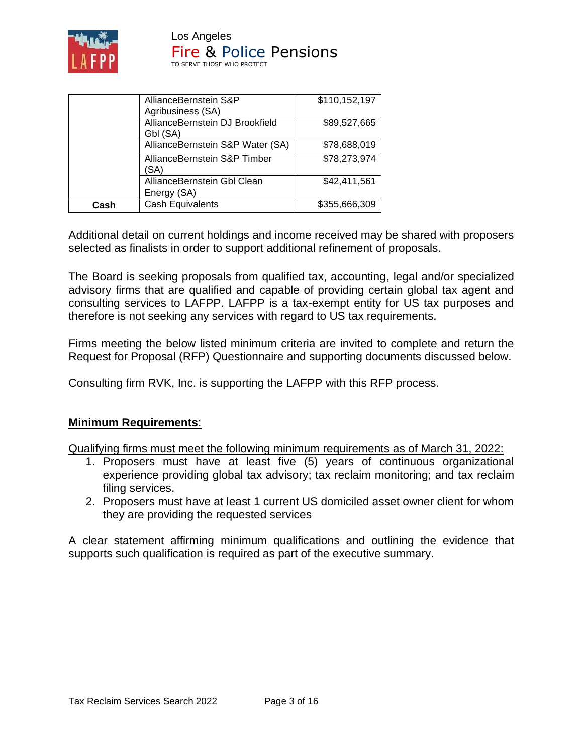| | | |
|---|---|---|
| | AllianceBernstein S&P Agribusiness (SA) | $110,152,197 |
| | AllianceBernstein DJ Brookfield Gbl (SA) | $89,527,665 |
| | AllianceBernstein S&P Water (SA) | $78,688,019 |
| | AllianceBernstein S&P Timber (SA) | $78,273,974 |
| | AllianceBernstein Gbl Clean Energy (SA) | $42,411,561 |
| **Cash** | Cash Equivalents | $355,666,309 |

Additional detail on current holdings and income received may be shared with proposers selected as finalists in order to support additional refinement of proposals.

The Board is seeking proposals from qualified tax, accounting, legal and/or specialized advisory firms that are qualified and capable of providing certain global tax agent and consulting services to LAFPP. LAFPP is a tax-exempt entity for US tax purposes and therefore is not seeking any services with regard to US tax requirements.

Firms meeting the below listed minimum criteria are invited to complete and return the Request for Proposal (RFP) Questionnaire and supporting documents discussed below.

Consulting firm RVK, Inc. is supporting the LAFPP with this RFP process.

**Minimum Requirements**:

Qualifying firms must meet the following minimum requirements as of March 31, 2022:

1. Proposers must have at least five (5) years of continuous organizational experience providing global tax advisory; tax reclaim monitoring; and tax reclaim filing services.
2. Proposers must have at least 1 current US domiciled asset owner client for whom they are providing the requested services

A clear statement affirming minimum qualifications and outlining the evidence that supports such qualification is required as part of the executive summary.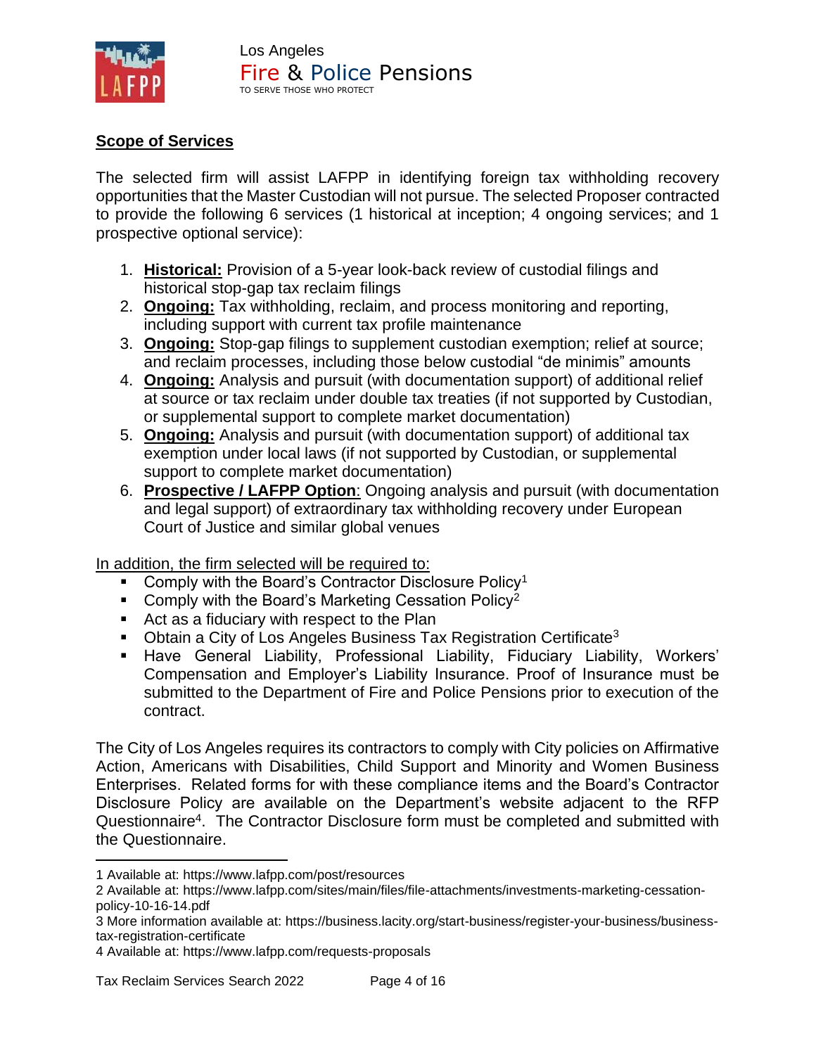**Scope of Services**

The selected firm will assist LAFPP in identifying foreign tax withholding recovery opportunities that the Master Custodian will not pursue. The selected Proposer contracted to provide the following 6 services (1 historical at inception; 4 ongoing services; and 1 prospective optional service):

1. **Historical:** Provision of a 5-year look-back review of custodial filings and historical stop-gap tax reclaim filings
2. **Ongoing:** Tax withholding, reclaim, and process monitoring and reporting, including support with current tax profile maintenance
3. **Ongoing:** Stop-gap filings to supplement custodian exemption; relief at source; and reclaim processes, including those below custodial "de minimis" amounts
4. **Ongoing:** Analysis and pursuit (with documentation support) of additional relief at source or tax reclaim under double tax treaties (if not supported by Custodian, or supplemental support to complete market documentation)
5. **Ongoing:** Analysis and pursuit (with documentation support) of additional tax exemption under local laws (if not supported by Custodian, or supplemental support to complete market documentation)
6. **Prospective / LAFPP Option**: Ongoing analysis and pursuit (with documentation and legal support) of extraordinary tax withholding recovery under European Court of Justice and similar global venues

In addition, the firm selected will be required to:

- Comply with the Board's Contractor Disclosure Policy[1]
- Comply with the Board's Marketing Cessation Policy[2]
- Act as a fiduciary with respect to the Plan
- Obtain a City of Los Angeles Business Tax Registration Certificate[3]
- Have General Liability, Professional Liability, Fiduciary Liability, Workers' Compensation and Employer's Liability Insurance. Proof of Insurance must be submitted to the Department of Fire and Police Pensions prior to execution of the contract.

The City of Los Angeles requires its contractors to comply with City policies on Affirmative Action, Americans with Disabilities, Child Support and Minority and Women Business Enterprises. Related forms for with these compliance items and the Board's Contractor Disclosure Policy are available on the Department's website adjacent to the RFP Questionnaire[4]. The Contractor Disclosure form must be completed and submitted with the Questionnaire.

---

1 Available at: https://www.lafpp.com/post/resources

2 Available at: https://www.lafpp.com/sites/main/files/file-attachments/investments-marketing-cessation-policy-10-16-14.pdf

3 More information available at: https://business.lacity.org/start-business/register-your-business/business-tax-registration-certificate

4 Available at: https://www.lafpp.com/requests-proposals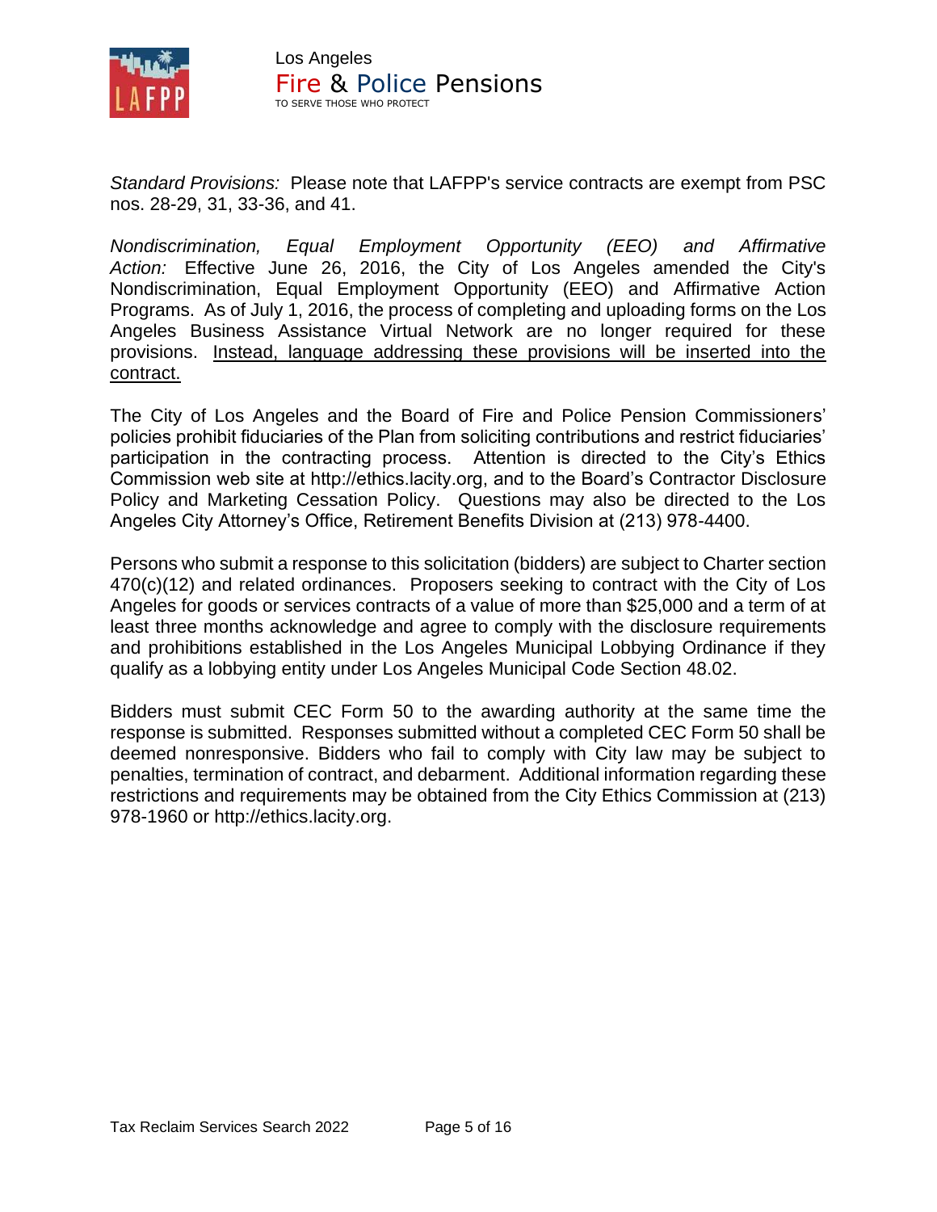*Standard Provisions:* Please note that LAFPP's service contracts are exempt from PSC nos. 28-29, 31, 33-36, and 41.

*Nondiscrimination, Equal Employment Opportunity (EEO) and Affirmative Action:* Effective June 26, 2016, the City of Los Angeles amended the City's Nondiscrimination, Equal Employment Opportunity (EEO) and Affirmative Action Programs. As of July 1, 2016, the process of completing and uploading forms on the Los Angeles Business Assistance Virtual Network are no longer required for these provisions. <u>Instead, language addressing these provisions will be inserted into the contract.</u>

The City of Los Angeles and the Board of Fire and Police Pension Commissioners' policies prohibit fiduciaries of the Plan from soliciting contributions and restrict fiduciaries' participation in the contracting process. Attention is directed to the City's Ethics Commission web site at http://ethics.lacity.org, and to the Board's Contractor Disclosure Policy and Marketing Cessation Policy. Questions may also be directed to the Los Angeles City Attorney's Office, Retirement Benefits Division at (213) 978-4400.

Persons who submit a response to this solicitation (bidders) are subject to Charter section 470(c)(12) and related ordinances. Proposers seeking to contract with the City of Los Angeles for goods or services contracts of a value of more than $25,000 and a term of at least three months acknowledge and agree to comply with the disclosure requirements and prohibitions established in the Los Angeles Municipal Lobbying Ordinance if they qualify as a lobbying entity under Los Angeles Municipal Code Section 48.02.

Bidders must submit CEC Form 50 to the awarding authority at the same time the response is submitted. Responses submitted without a completed CEC Form 50 shall be deemed nonresponsive. Bidders who fail to comply with City law may be subject to penalties, termination of contract, and debarment. Additional information regarding these restrictions and requirements may be obtained from the City Ethics Commission at (213) 978-1960 or http://ethics.lacity.org.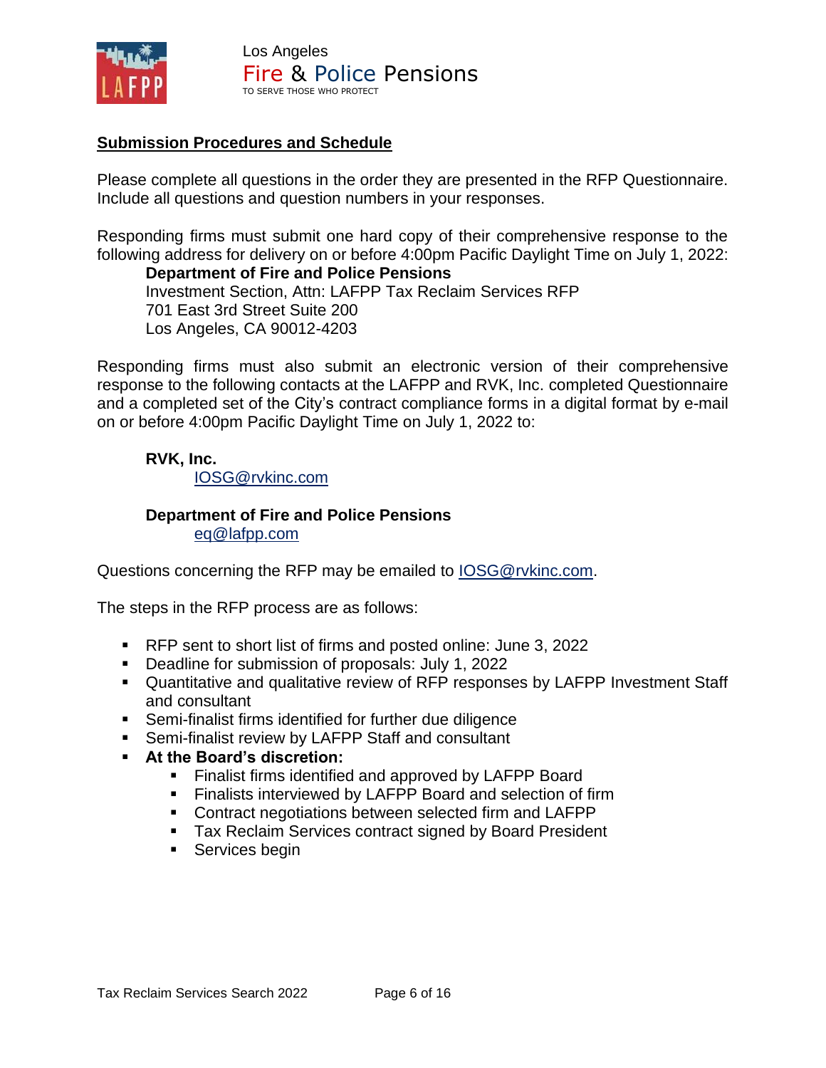## Submission Procedures and Schedule

Please complete all questions in the order they are presented in the RFP Questionnaire. Include all questions and question numbers in your responses.

Responding firms must submit one hard copy of their comprehensive response to the following address for delivery on or before 4:00pm Pacific Daylight Time on July 1, 2022:

**Department of Fire and Police Pensions**
Investment Section, Attn: LAFPP Tax Reclaim Services RFP
701 East 3rd Street Suite 200
Los Angeles, CA 90012-4203

Responding firms must also submit an electronic version of their comprehensive response to the following contacts at the LAFPP and RVK, Inc. completed Questionnaire and a completed set of the City's contract compliance forms in a digital format by e-mail on or before 4:00pm Pacific Daylight Time on July 1, 2022 to:

**RVK, Inc.**
IOSG@rvkinc.com

**Department of Fire and Police Pensions**
eq@lafpp.com

Questions concerning the RFP may be emailed to IOSG@rvkinc.com.

The steps in the RFP process are as follows:

- RFP sent to short list of firms and posted online: June 3, 2022
- Deadline for submission of proposals: July 1, 2022
- Quantitative and qualitative review of RFP responses by LAFPP Investment Staff and consultant
- Semi-finalist firms identified for further due diligence
- Semi-finalist review by LAFPP Staff and consultant
- **At the Board's discretion:**
  - Finalist firms identified and approved by LAFPP Board
  - Finalists interviewed by LAFPP Board and selection of firm
  - Contract negotiations between selected firm and LAFPP
  - Tax Reclaim Services contract signed by Board President
  - Services begin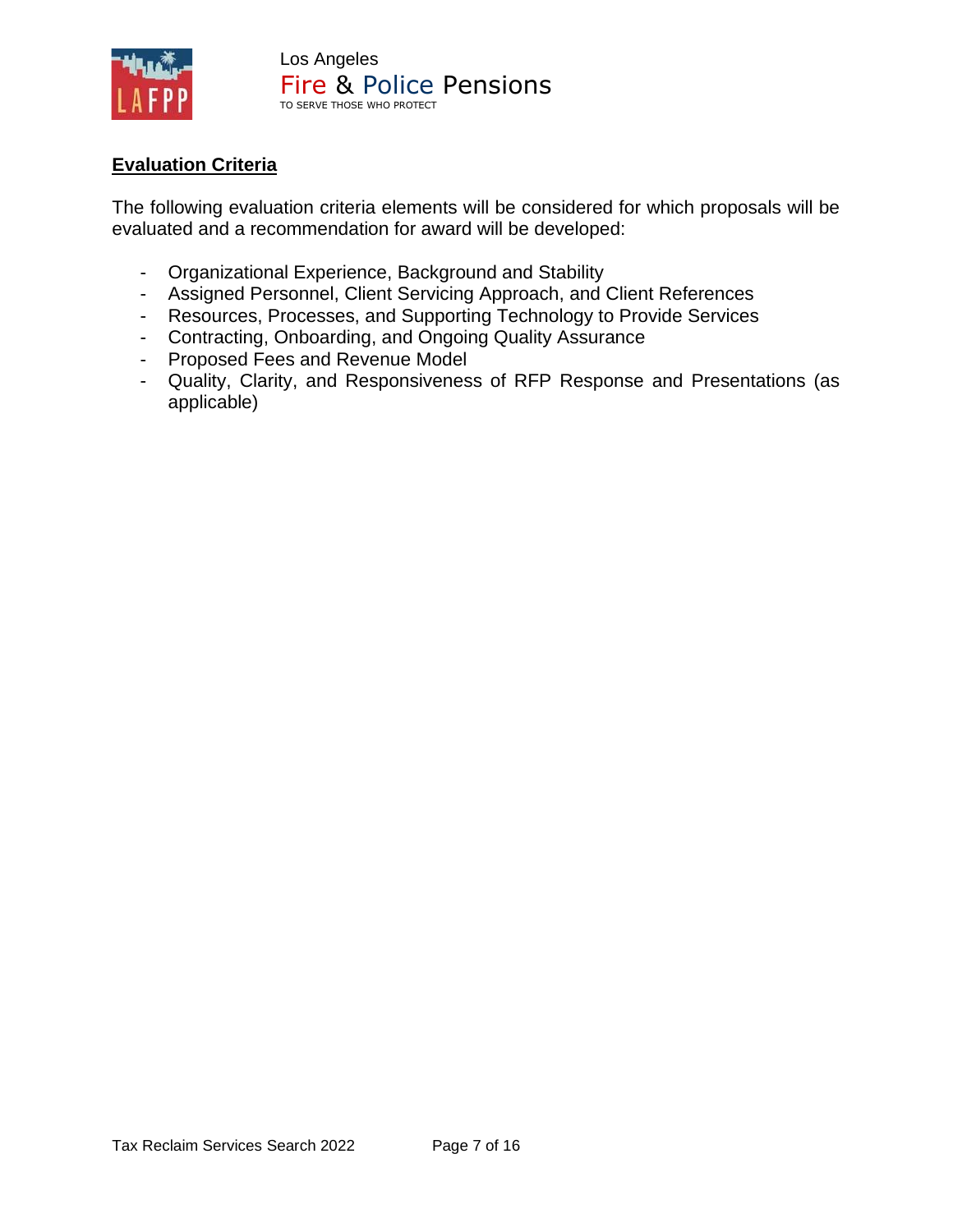## Evaluation Criteria

The following evaluation criteria elements will be considered for which proposals will be evaluated and a recommendation for award will be developed:

- Organizational Experience, Background and Stability
- Assigned Personnel, Client Servicing Approach, and Client References
- Resources, Processes, and Supporting Technology to Provide Services
- Contracting, Onboarding, and Ongoing Quality Assurance
- Proposed Fees and Revenue Model
- Quality, Clarity, and Responsiveness of RFP Response and Presentations (as applicable)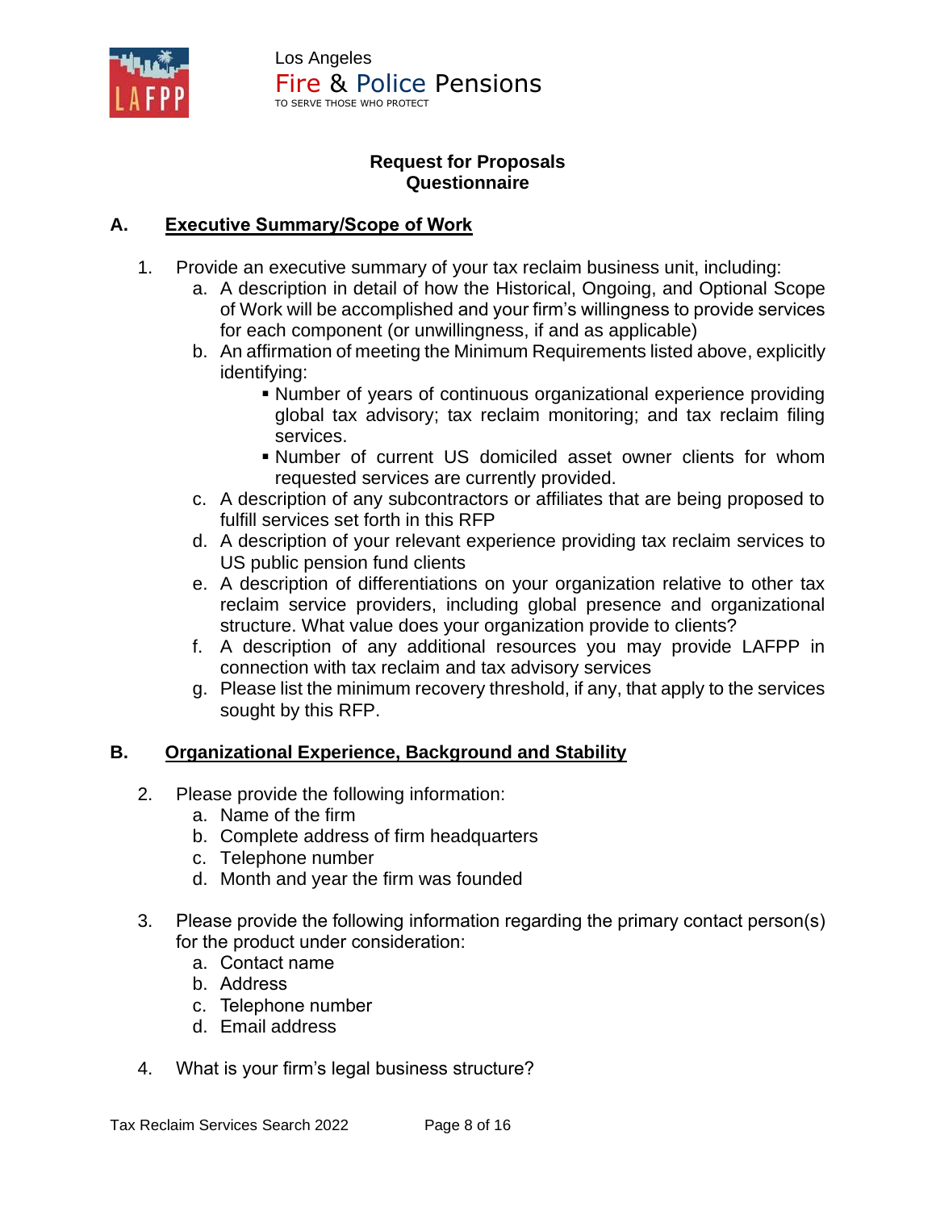Los Angeles
Fire & Police Pensions
TO SERVE THOSE WHO PROTECT

**Request for Proposals**
**Questionnaire**

## A. Executive Summary/Scope of Work

1. Provide an executive summary of your tax reclaim business unit, including:
   a. A description in detail of how the Historical, Ongoing, and Optional Scope of Work will be accomplished and your firm's willingness to provide services for each component (or unwillingness, if and as applicable)
   b. An affirmation of meeting the Minimum Requirements listed above, explicitly identifying:
      - Number of years of continuous organizational experience providing global tax advisory; tax reclaim monitoring; and tax reclaim filing services.
      - Number of current US domiciled asset owner clients for whom requested services are currently provided.
   c. A description of any subcontractors or affiliates that are being proposed to fulfill services set forth in this RFP
   d. A description of your relevant experience providing tax reclaim services to US public pension fund clients
   e. A description of differentiations on your organization relative to other tax reclaim service providers, including global presence and organizational structure. What value does your organization provide to clients?
   f. A description of any additional resources you may provide LAFPP in connection with tax reclaim and tax advisory services
   g. Please list the minimum recovery threshold, if any, that apply to the services sought by this RFP.

## B. Organizational Experience, Background and Stability

2. Please provide the following information:
   a. Name of the firm
   b. Complete address of firm headquarters
   c. Telephone number
   d. Month and year the firm was founded

3. Please provide the following information regarding the primary contact person(s) for the product under consideration:
   a. Contact name
   b. Address
   c. Telephone number
   d. Email address

4. What is your firm's legal business structure?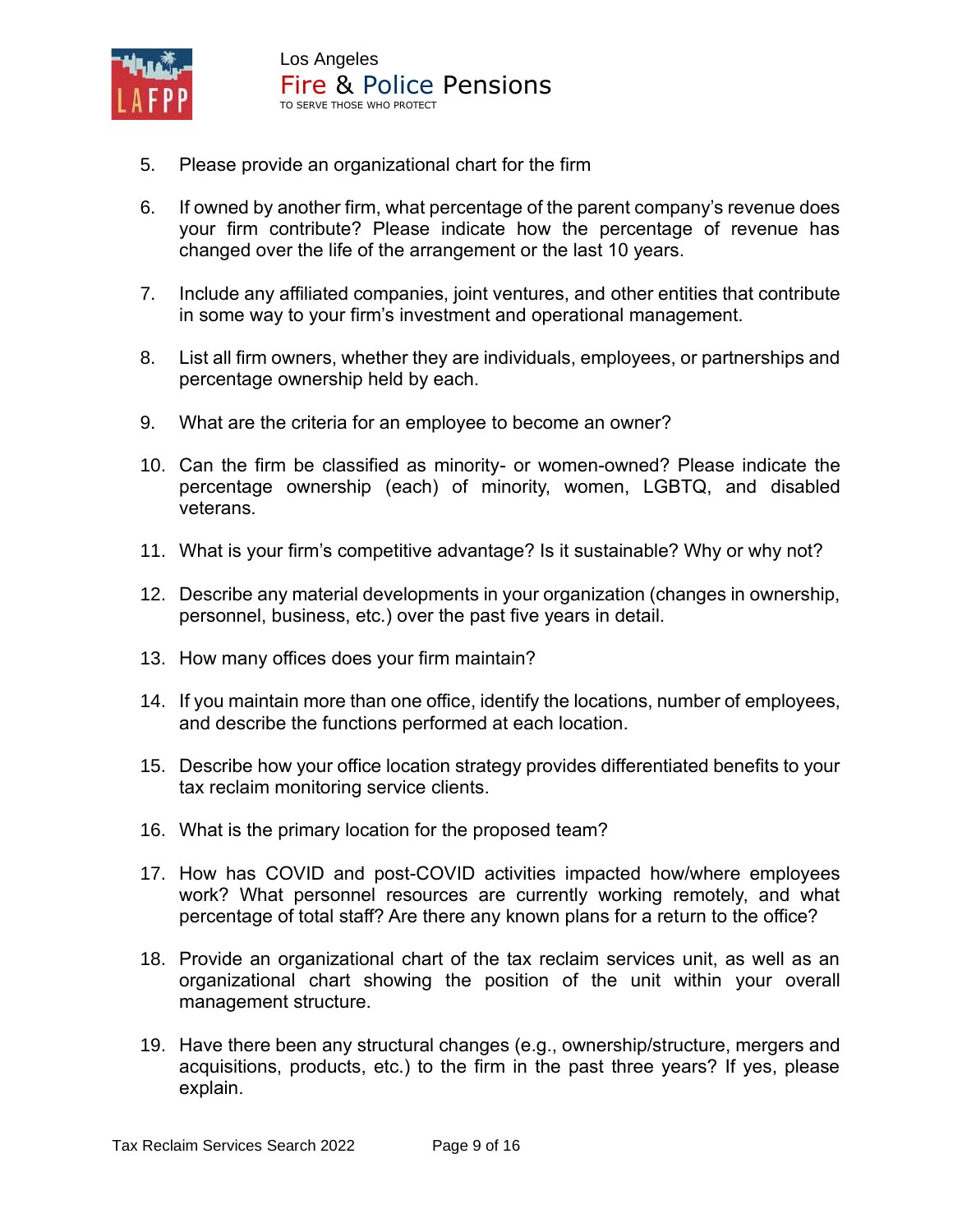5. Please provide an organizational chart for the firm

6. If owned by another firm, what percentage of the parent company's revenue does your firm contribute? Please indicate how the percentage of revenue has changed over the life of the arrangement or the last 10 years.

7. Include any affiliated companies, joint ventures, and other entities that contribute in some way to your firm's investment and operational management.

8. List all firm owners, whether they are individuals, employees, or partnerships and percentage ownership held by each.

9. What are the criteria for an employee to become an owner?

10. Can the firm be classified as minority- or women-owned? Please indicate the percentage ownership (each) of minority, women, LGBTQ, and disabled veterans.

11. What is your firm's competitive advantage? Is it sustainable? Why or why not?

12. Describe any material developments in your organization (changes in ownership, personnel, business, etc.) over the past five years in detail.

13. How many offices does your firm maintain?

14. If you maintain more than one office, identify the locations, number of employees, and describe the functions performed at each location.

15. Describe how your office location strategy provides differentiated benefits to your tax reclaim monitoring service clients.

16. What is the primary location for the proposed team?

17. How has COVID and post-COVID activities impacted how/where employees work? What personnel resources are currently working remotely, and what percentage of total staff? Are there any known plans for a return to the office?

18. Provide an organizational chart of the tax reclaim services unit, as well as an organizational chart showing the position of the unit within your overall management structure.

19. Have there been any structural changes (e.g., ownership/structure, mergers and acquisitions, products, etc.) to the firm in the past three years? If yes, please explain.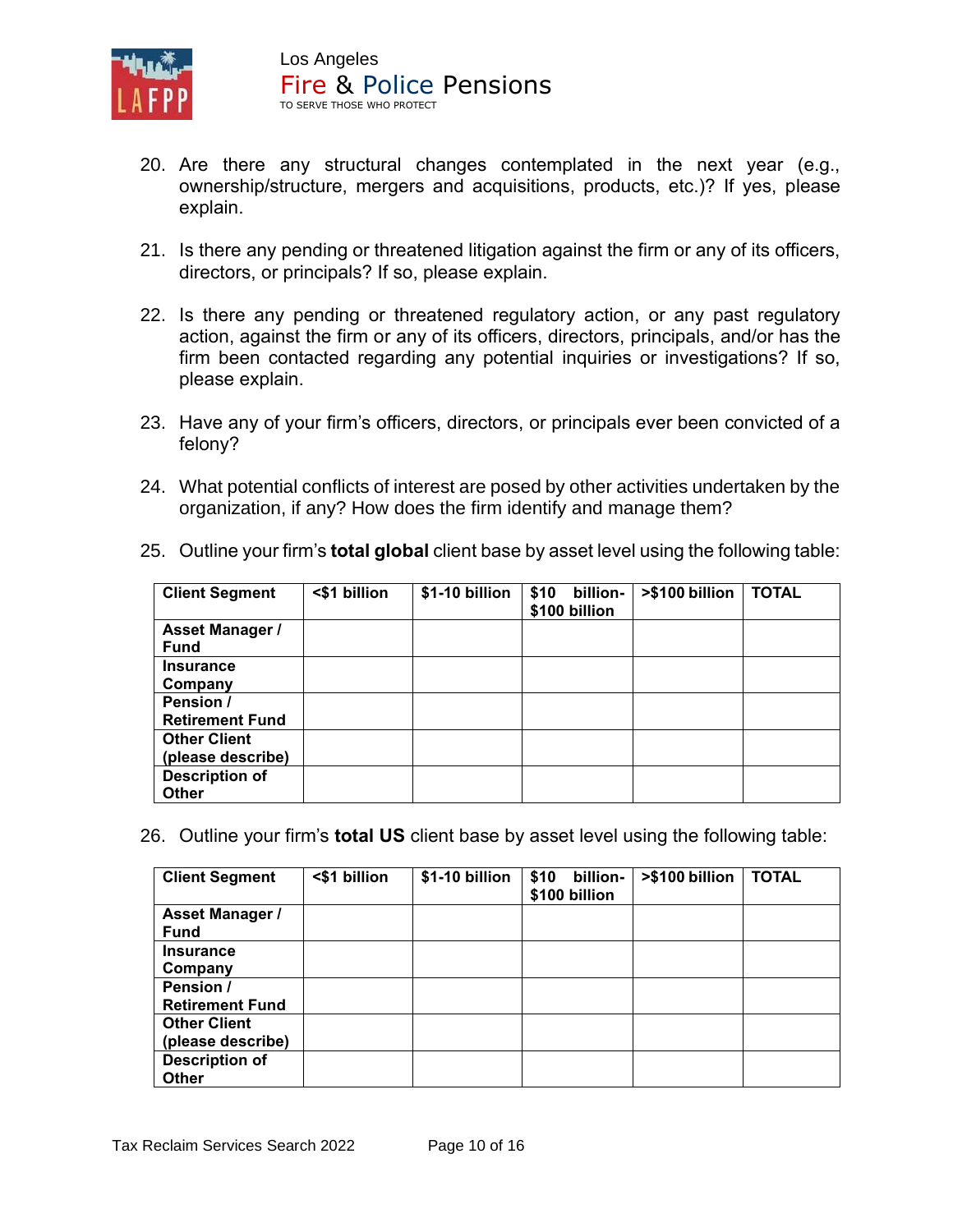20. Are there any structural changes contemplated in the next year (e.g., ownership/structure, mergers and acquisitions, products, etc.)? If yes, please explain.

21. Is there any pending or threatened litigation against the firm or any of its officers, directors, or principals? If so, please explain.

22. Is there any pending or threatened regulatory action, or any past regulatory action, against the firm or any of its officers, directors, principals, and/or has the firm been contacted regarding any potential inquiries or investigations? If so, please explain.

23. Have any of your firm's officers, directors, or principals ever been convicted of a felony?

24. What potential conflicts of interest are posed by other activities undertaken by the organization, if any? How does the firm identify and manage them?

25. Outline your firm's **total global** client base by asset level using the following table:

| Client Segment | <$1 billion | $1-10 billion | $10 billion-$100 billion | >$100 billion | TOTAL |
|---|---|---|---|---|---|
| Asset Manager / Fund | | | | | |
| Insurance Company | | | | | |
| Pension / Retirement Fund | | | | | |
| Other Client (please describe) | | | | | |
| Description of Other | | | | | |

26. Outline your firm's **total US** client base by asset level using the following table:

| Client Segment | <$1 billion | $1-10 billion | $10 billion-$100 billion | >$100 billion | TOTAL |
|---|---|---|---|---|---|
| Asset Manager / Fund | | | | | |
| Insurance Company | | | | | |
| Pension / Retirement Fund | | | | | |
| Other Client (please describe) | | | | | |
| Description of Other | | | | | |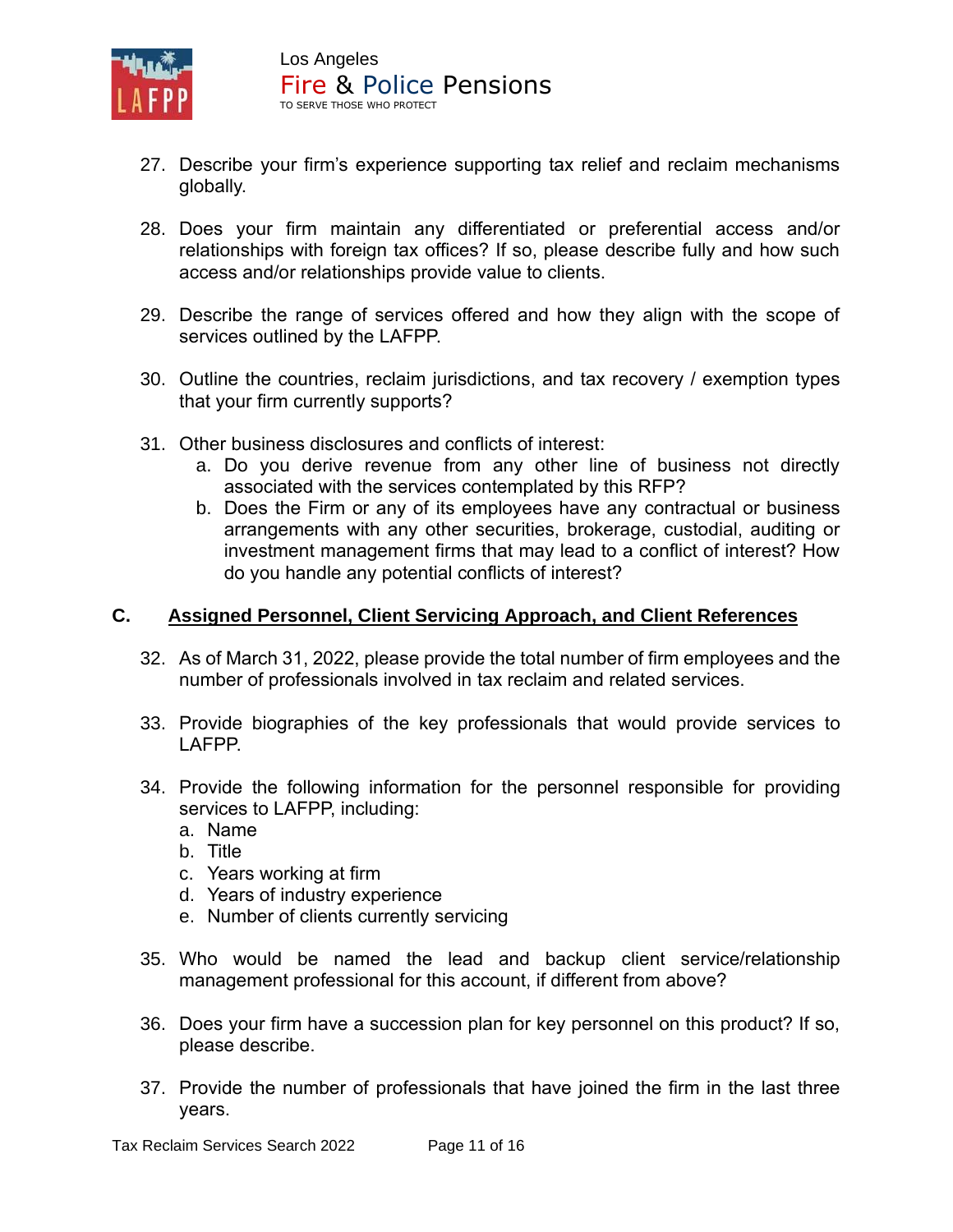27. Describe your firm's experience supporting tax relief and reclaim mechanisms globally.

28. Does your firm maintain any differentiated or preferential access and/or relationships with foreign tax offices? If so, please describe fully and how such access and/or relationships provide value to clients.

29. Describe the range of services offered and how they align with the scope of services outlined by the LAFPP.

30. Outline the countries, reclaim jurisdictions, and tax recovery / exemption types that your firm currently supports?

31. Other business disclosures and conflicts of interest:
    a. Do you derive revenue from any other line of business not directly associated with the services contemplated by this RFP?
    b. Does the Firm or any of its employees have any contractual or business arrangements with any other securities, brokerage, custodial, auditing or investment management firms that may lead to a conflict of interest? How do you handle any potential conflicts of interest?

## C. <u>Assigned Personnel, Client Servicing Approach, and Client References</u>

32. As of March 31, 2022, please provide the total number of firm employees and the number of professionals involved in tax reclaim and related services.

33. Provide biographies of the key professionals that would provide services to LAFPP.

34. Provide the following information for the personnel responsible for providing services to LAFPP, including:
    a. Name
    b. Title
    c. Years working at firm
    d. Years of industry experience
    e. Number of clients currently servicing

35. Who would be named the lead and backup client service/relationship management professional for this account, if different from above?

36. Does your firm have a succession plan for key personnel on this product? If so, please describe.

37. Provide the number of professionals that have joined the firm in the last three years.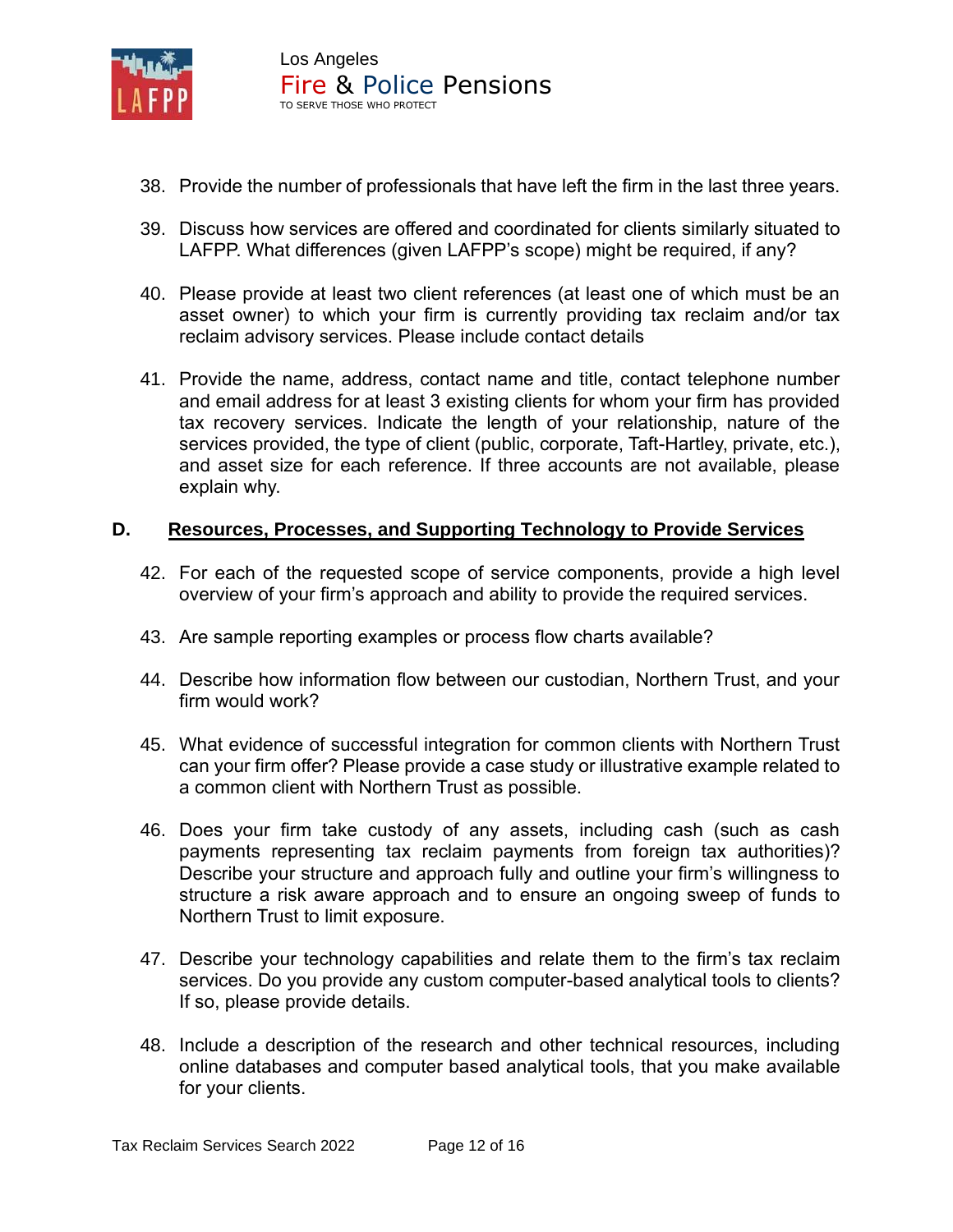38. Provide the number of professionals that have left the firm in the last three years.

39. Discuss how services are offered and coordinated for clients similarly situated to LAFPP. What differences (given LAFPP's scope) might be required, if any?

40. Please provide at least two client references (at least one of which must be an asset owner) to which your firm is currently providing tax reclaim and/or tax reclaim advisory services. Please include contact details

41. Provide the name, address, contact name and title, contact telephone number and email address for at least 3 existing clients for whom your firm has provided tax recovery services. Indicate the length of your relationship, nature of the services provided, the type of client (public, corporate, Taft-Hartley, private, etc.), and asset size for each reference. If three accounts are not available, please explain why.

## D. Resources, Processes, and Supporting Technology to Provide Services

42. For each of the requested scope of service components, provide a high level overview of your firm's approach and ability to provide the required services.

43. Are sample reporting examples or process flow charts available?

44. Describe how information flow between our custodian, Northern Trust, and your firm would work?

45. What evidence of successful integration for common clients with Northern Trust can your firm offer? Please provide a case study or illustrative example related to a common client with Northern Trust as possible.

46. Does your firm take custody of any assets, including cash (such as cash payments representing tax reclaim payments from foreign tax authorities)? Describe your structure and approach fully and outline your firm's willingness to structure a risk aware approach and to ensure an ongoing sweep of funds to Northern Trust to limit exposure.

47. Describe your technology capabilities and relate them to the firm's tax reclaim services. Do you provide any custom computer-based analytical tools to clients? If so, please provide details.

48. Include a description of the research and other technical resources, including online databases and computer based analytical tools, that you make available for your clients.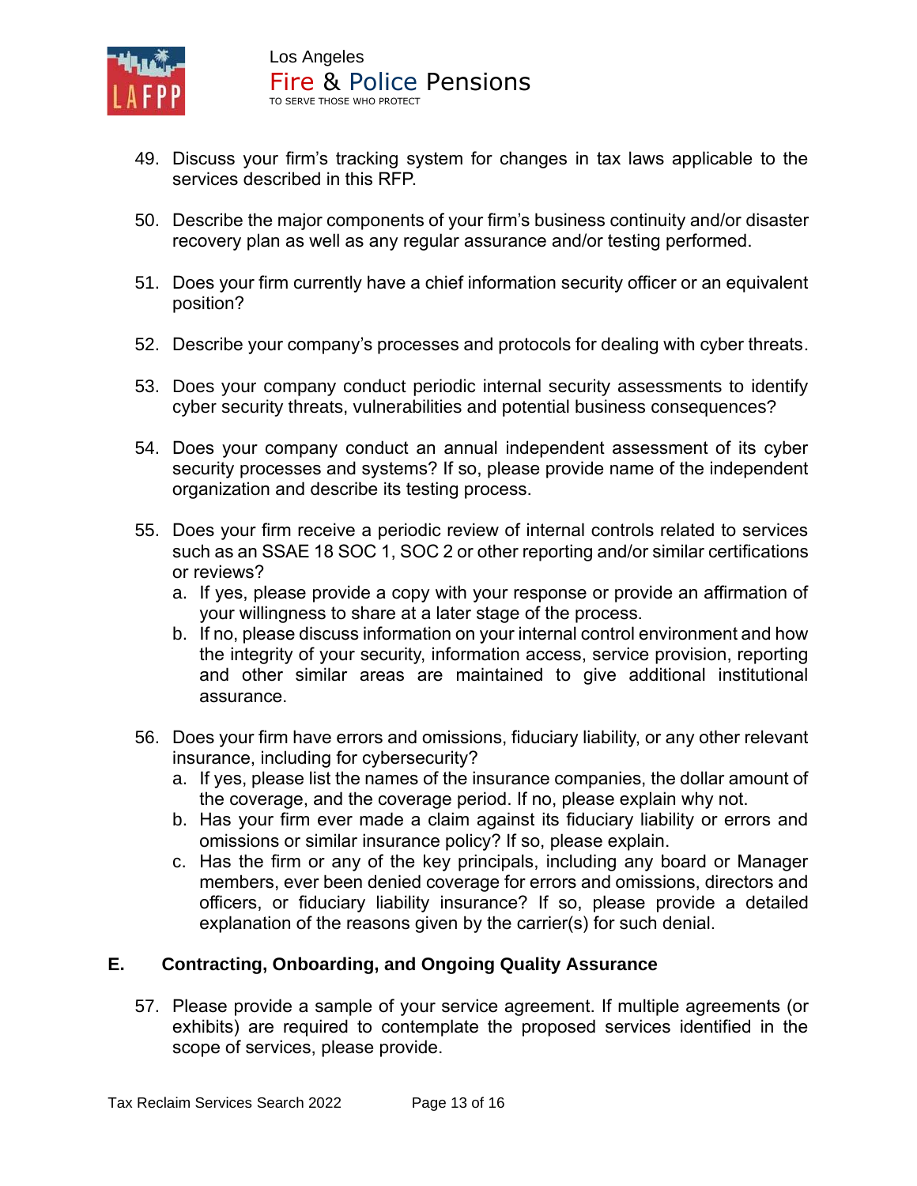49. Discuss your firm's tracking system for changes in tax laws applicable to the services described in this RFP.

50. Describe the major components of your firm's business continuity and/or disaster recovery plan as well as any regular assurance and/or testing performed.

51. Does your firm currently have a chief information security officer or an equivalent position?

52. Describe your company's processes and protocols for dealing with cyber threats.

53. Does your company conduct periodic internal security assessments to identify cyber security threats, vulnerabilities and potential business consequences?

54. Does your company conduct an annual independent assessment of its cyber security processes and systems? If so, please provide name of the independent organization and describe its testing process.

55. Does your firm receive a periodic review of internal controls related to services such as an SSAE 18 SOC 1, SOC 2 or other reporting and/or similar certifications or reviews?
    a. If yes, please provide a copy with your response or provide an affirmation of your willingness to share at a later stage of the process.
    b. If no, please discuss information on your internal control environment and how the integrity of your security, information access, service provision, reporting and other similar areas are maintained to give additional institutional assurance.

56. Does your firm have errors and omissions, fiduciary liability, or any other relevant insurance, including for cybersecurity?
    a. If yes, please list the names of the insurance companies, the dollar amount of the coverage, and the coverage period. If no, please explain why not.
    b. Has your firm ever made a claim against its fiduciary liability or errors and omissions or similar insurance policy? If so, please explain.
    c. Has the firm or any of the key principals, including any board or Manager members, ever been denied coverage for errors and omissions, directors and officers, or fiduciary liability insurance? If so, please provide a detailed explanation of the reasons given by the carrier(s) for such denial.

## E. Contracting, Onboarding, and Ongoing Quality Assurance

57. Please provide a sample of your service agreement. If multiple agreements (or exhibits) are required to contemplate the proposed services identified in the scope of services, please provide.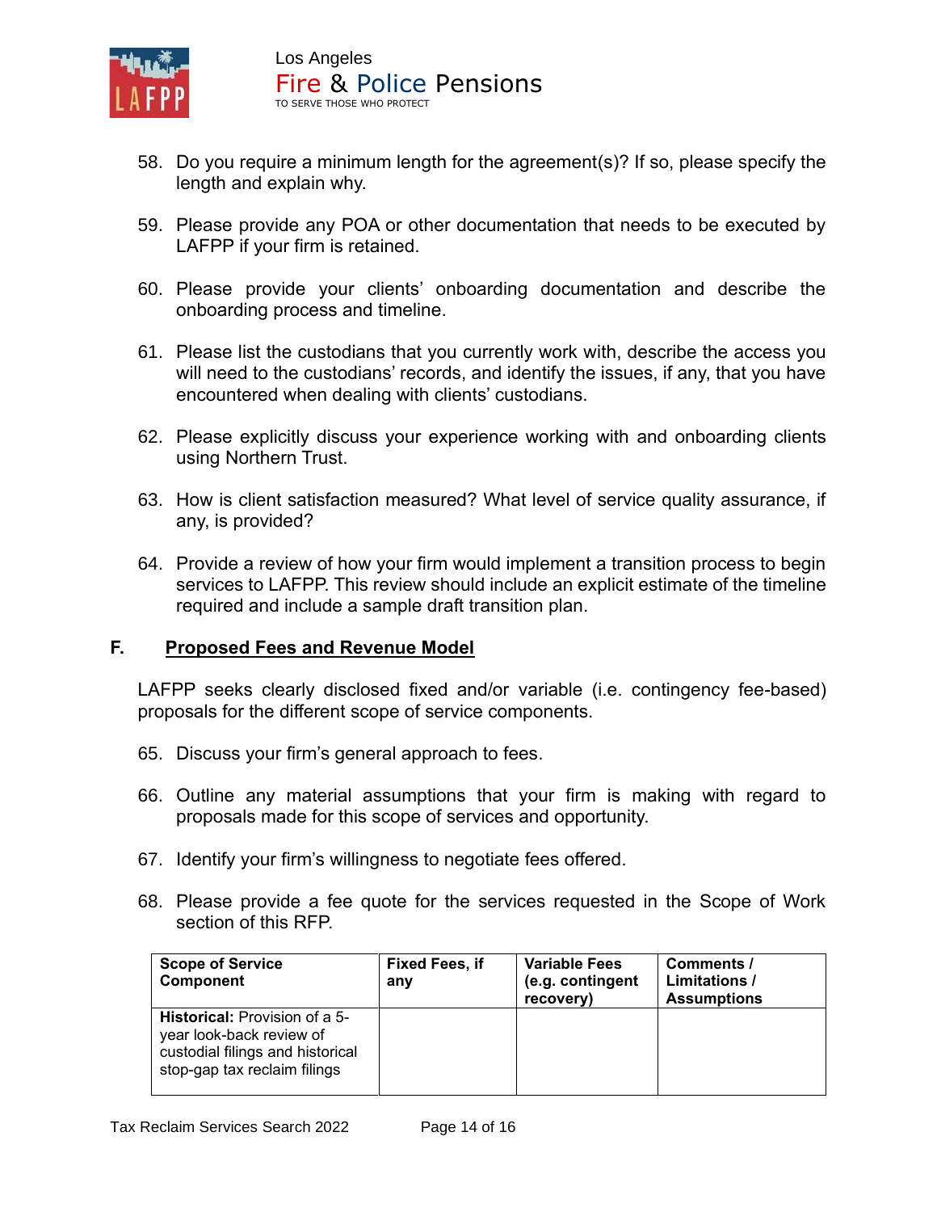58. Do you require a minimum length for the agreement(s)? If so, please specify the length and explain why.

59. Please provide any POA or other documentation that needs to be executed by LAFPP if your firm is retained.

60. Please provide your clients' onboarding documentation and describe the onboarding process and timeline.

61. Please list the custodians that you currently work with, describe the access you will need to the custodians' records, and identify the issues, if any, that you have encountered when dealing with clients' custodians.

62. Please explicitly discuss your experience working with and onboarding clients using Northern Trust.

63. How is client satisfaction measured? What level of service quality assurance, if any, is provided?

64. Provide a review of how your firm would implement a transition process to begin services to LAFPP. This review should include an explicit estimate of the timeline required and include a sample draft transition plan.

## F. Proposed Fees and Revenue Model

LAFPP seeks clearly disclosed fixed and/or variable (i.e. contingency fee-based) proposals for the different scope of service components.

65. Discuss your firm's general approach to fees.

66. Outline any material assumptions that your firm is making with regard to proposals made for this scope of services and opportunity.

67. Identify your firm's willingness to negotiate fees offered.

68. Please provide a fee quote for the services requested in the Scope of Work section of this RFP.

| Scope of Service Component | Fixed Fees, if any | Variable Fees (e.g. contingent recovery) | Comments / Limitations / Assumptions |
|---|---|---|---|
| **Historical:** Provision of a 5-year look-back review of custodial filings and historical stop-gap tax reclaim filings | | | |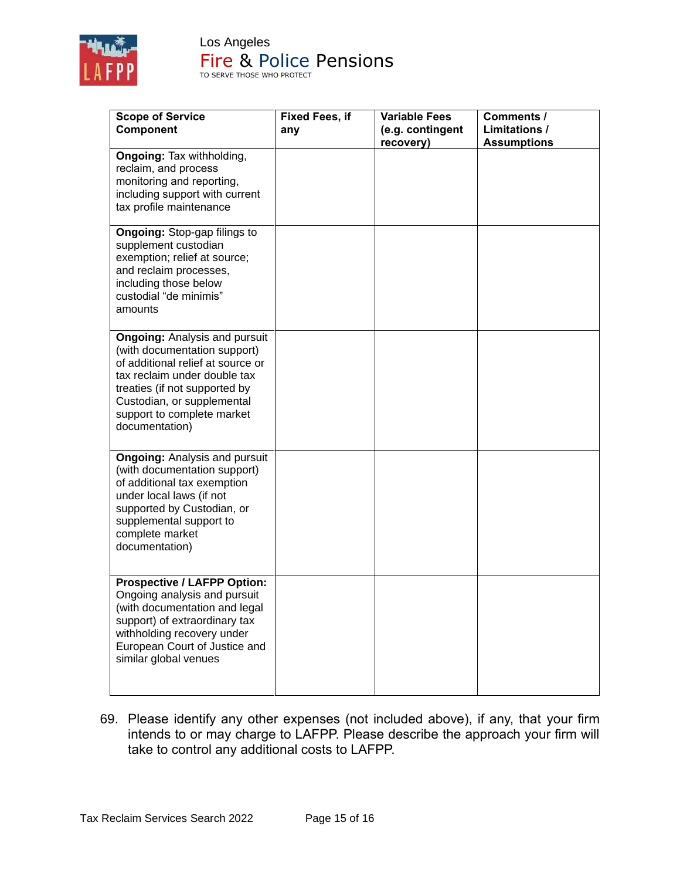| Scope of Service Component | Fixed Fees, if any | Variable Fees (e.g. contingent recovery) | Comments / Limitations / Assumptions |
|---|---|---|---|
| **Ongoing:** Tax withholding, reclaim, and process monitoring and reporting, including support with current tax profile maintenance | | | |
| **Ongoing:** Stop-gap filings to supplement custodian exemption; relief at source; and reclaim processes, including those below custodial "de minimis" amounts | | | |
| **Ongoing:** Analysis and pursuit (with documentation support) of additional relief at source or tax reclaim under double tax treaties (if not supported by Custodian, or supplemental support to complete market documentation) | | | |
| **Ongoing:** Analysis and pursuit (with documentation support) of additional tax exemption under local laws (if not supported by Custodian, or supplemental support to complete market documentation) | | | |
| **Prospective / LAFPP Option:** Ongoing analysis and pursuit (with documentation and legal support) of extraordinary tax withholding recovery under European Court of Justice and similar global venues | | | |

69. Please identify any other expenses (not included above), if any, that your firm intends to or may charge to LAFPP. Please describe the approach your firm will take to control any additional costs to LAFPP.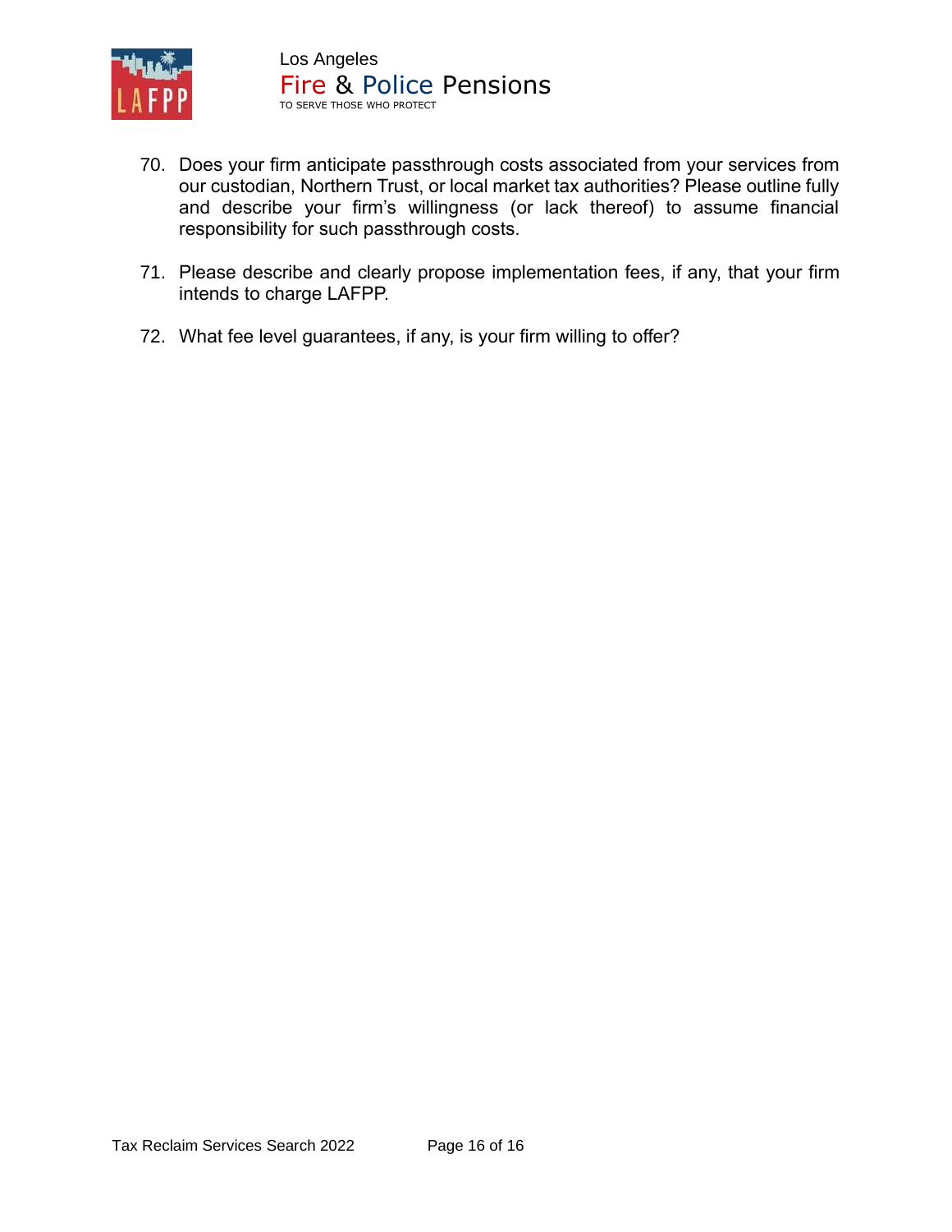70. Does your firm anticipate passthrough costs associated from your services from our custodian, Northern Trust, or local market tax authorities? Please outline fully and describe your firm's willingness (or lack thereof) to assume financial responsibility for such passthrough costs.

71. Please describe and clearly propose implementation fees, if any, that your firm intends to charge LAFPP.

72. What fee level guarantees, if any, is your firm willing to offer?